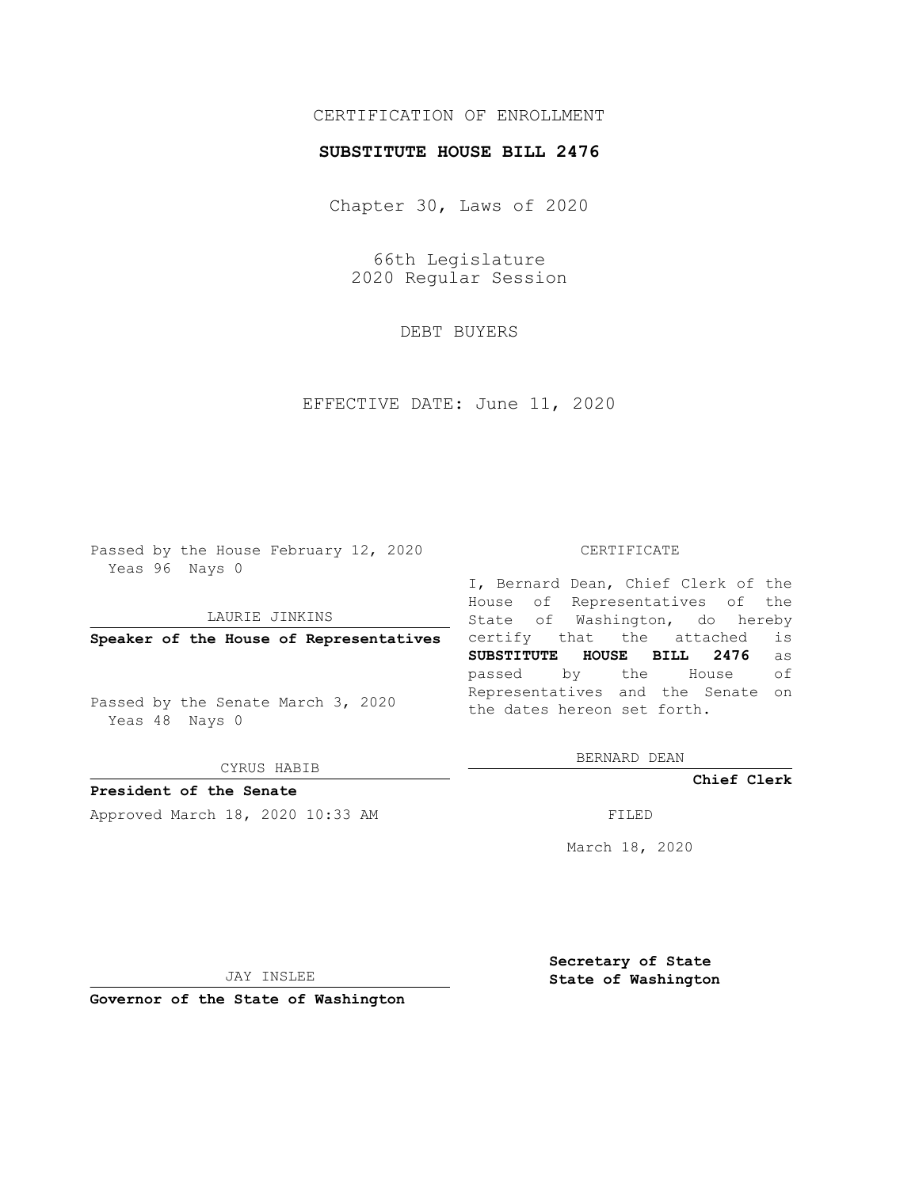CERTIFICATION OF ENROLLMENT

**SUBSTITUTE HOUSE BILL 2476**

Chapter 30, Laws of 2020

66th Legislature
2020 Regular Session

DEBT BUYERS

EFFECTIVE DATE: June 11, 2020

Passed by the House February 12, 2020
Yeas 96 Nays 0

LAURIE JINKINS

**Speaker of the House of Representatives**

Passed by the Senate March 3, 2020
Yeas 48 Nays 0

CYRUS HABIB

**President of the Senate**

Approved March 18, 2020 10:33 AM

JAY INSLEE

**Governor of the State of Washington**

CERTIFICATE

I, Bernard Dean, Chief Clerk of the House of Representatives of the State of Washington, do hereby certify that the attached is **SUBSTITUTE HOUSE BILL 2476** as passed by the House of Representatives and the Senate on the dates hereon set forth.

BERNARD DEAN

**Chief Clerk**

FILED

March 18, 2020

**Secretary of State**
**State of Washington**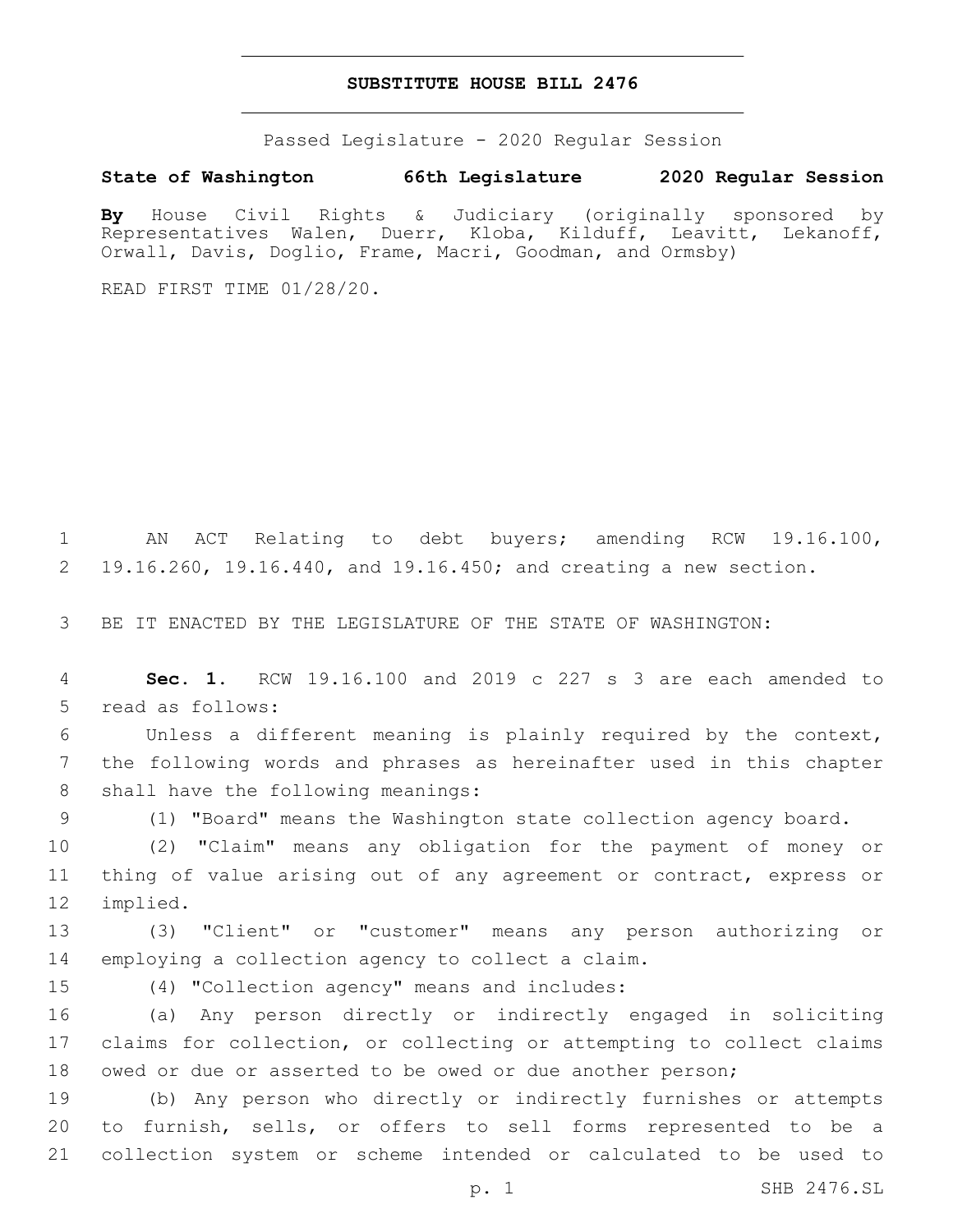# SUBSTITUTE HOUSE BILL 2476

Passed Legislature - 2020 Regular Session

**State of Washington 66th Legislature 2020 Regular Session**

**By** House Civil Rights & Judiciary (originally sponsored by Representatives Walen, Duerr, Kloba, Kilduff, Leavitt, Lekanoff, Orwall, Davis, Doglio, Frame, Macri, Goodman, and Ormsby)

READ FIRST TIME 01/28/20.

AN ACT Relating to debt buyers; amending RCW 19.16.100, 19.16.260, 19.16.440, and 19.16.450; and creating a new section.

BE IT ENACTED BY THE LEGISLATURE OF THE STATE OF WASHINGTON:

**Sec. 1.** RCW 19.16.100 and 2019 c 227 s 3 are each amended to read as follows:

Unless a different meaning is plainly required by the context, the following words and phrases as hereinafter used in this chapter shall have the following meanings:

(1) "Board" means the Washington state collection agency board.

(2) "Claim" means any obligation for the payment of money or thing of value arising out of any agreement or contract, express or implied.

(3) "Client" or "customer" means any person authorizing or employing a collection agency to collect a claim.

(4) "Collection agency" means and includes:

(a) Any person directly or indirectly engaged in soliciting claims for collection, or collecting or attempting to collect claims owed or due or asserted to be owed or due another person;

(b) Any person who directly or indirectly furnishes or attempts to furnish, sells, or offers to sell forms represented to be a collection system or scheme intended or calculated to be used to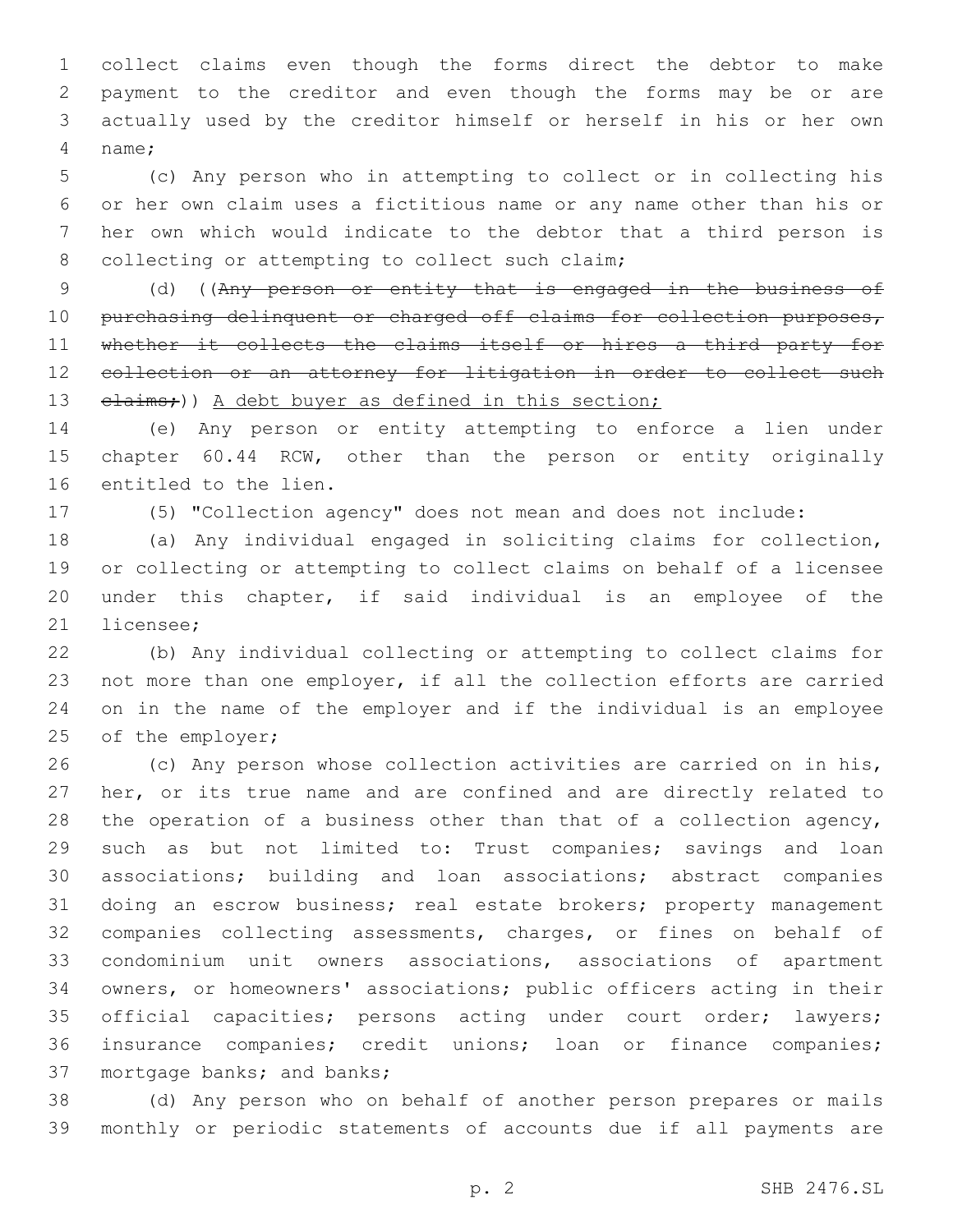collect claims even though the forms direct the debtor to make payment to the creditor and even though the forms may be or are actually used by the creditor himself or herself in his or her own name;

(c) Any person who in attempting to collect or in collecting his or her own claim uses a fictitious name or any name other than his or her own which would indicate to the debtor that a third person is collecting or attempting to collect such claim;

(d) ((~~Any person or entity that is engaged in the business of purchasing delinquent or charged off claims for collection purposes, whether it collects the claims itself or hires a third party for collection or an attorney for litigation in order to collect such claims;~~)) <u>A debt buyer as defined in this section;</u>

(e) Any person or entity attempting to enforce a lien under chapter 60.44 RCW, other than the person or entity originally entitled to the lien.

(5) "Collection agency" does not mean and does not include:

(a) Any individual engaged in soliciting claims for collection, or collecting or attempting to collect claims on behalf of a licensee under this chapter, if said individual is an employee of the licensee;

(b) Any individual collecting or attempting to collect claims for not more than one employer, if all the collection efforts are carried on in the name of the employer and if the individual is an employee of the employer;

(c) Any person whose collection activities are carried on in his, her, or its true name and are confined and are directly related to the operation of a business other than that of a collection agency, such as but not limited to: Trust companies; savings and loan associations; building and loan associations; abstract companies doing an escrow business; real estate brokers; property management companies collecting assessments, charges, or fines on behalf of condominium unit owners associations, associations of apartment owners, or homeowners' associations; public officers acting in their official capacities; persons acting under court order; lawyers; insurance companies; credit unions; loan or finance companies; mortgage banks; and banks;

(d) Any person who on behalf of another person prepares or mails monthly or periodic statements of accounts due if all payments are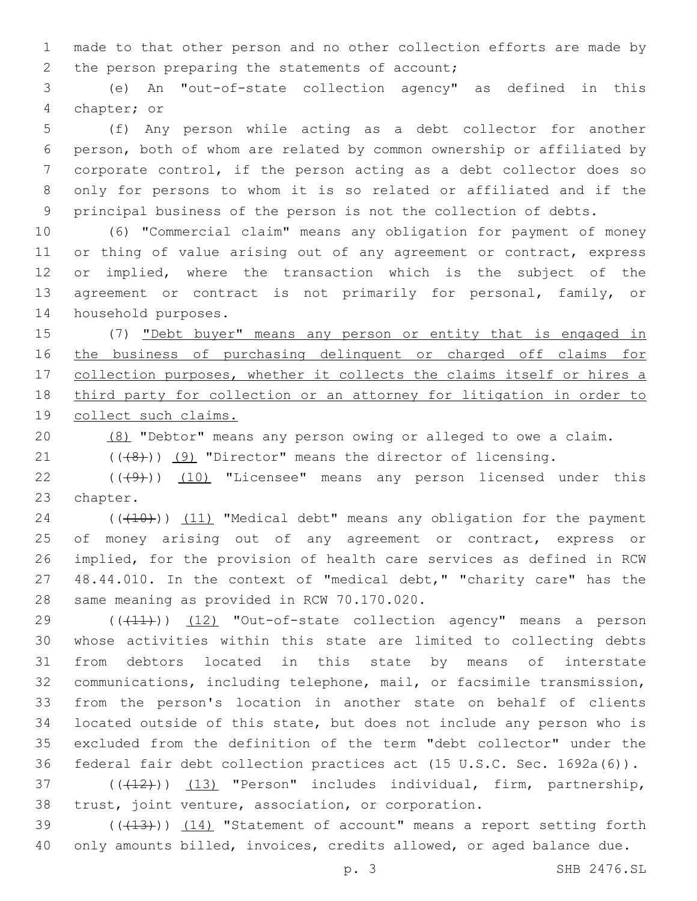made to that other person and no other collection efforts are made by the person preparing the statements of account;

(e) An "out-of-state collection agency" as defined in this chapter; or

(f) Any person while acting as a debt collector for another person, both of whom are related by common ownership or affiliated by corporate control, if the person acting as a debt collector does so only for persons to whom it is so related or affiliated and if the principal business of the person is not the collection of debts.

(6) "Commercial claim" means any obligation for payment of money or thing of value arising out of any agreement or contract, express or implied, where the transaction which is the subject of the agreement or contract is not primarily for personal, family, or household purposes.

(7) "Debt buyer" means any person or entity that is engaged in the business of purchasing delinquent or charged off claims for collection purposes, whether it collects the claims itself or hires a third party for collection or an attorney for litigation in order to collect such claims.

(8) "Debtor" means any person owing or alleged to owe a claim.

(((8))) (9) "Director" means the director of licensing.

(((9))) (10) "Licensee" means any person licensed under this chapter.

(((10))) (11) "Medical debt" means any obligation for the payment of money arising out of any agreement or contract, express or implied, for the provision of health care services as defined in RCW 48.44.010. In the context of "medical debt," "charity care" has the same meaning as provided in RCW 70.170.020.

(((11))) (12) "Out-of-state collection agency" means a person whose activities within this state are limited to collecting debts from debtors located in this state by means of interstate communications, including telephone, mail, or facsimile transmission, from the person's location in another state on behalf of clients located outside of this state, but does not include any person who is excluded from the definition of the term "debt collector" under the federal fair debt collection practices act (15 U.S.C. Sec. 1692a(6)).

(((12))) (13) "Person" includes individual, firm, partnership, trust, joint venture, association, or corporation.

(((13))) (14) "Statement of account" means a report setting forth only amounts billed, invoices, credits allowed, or aged balance due.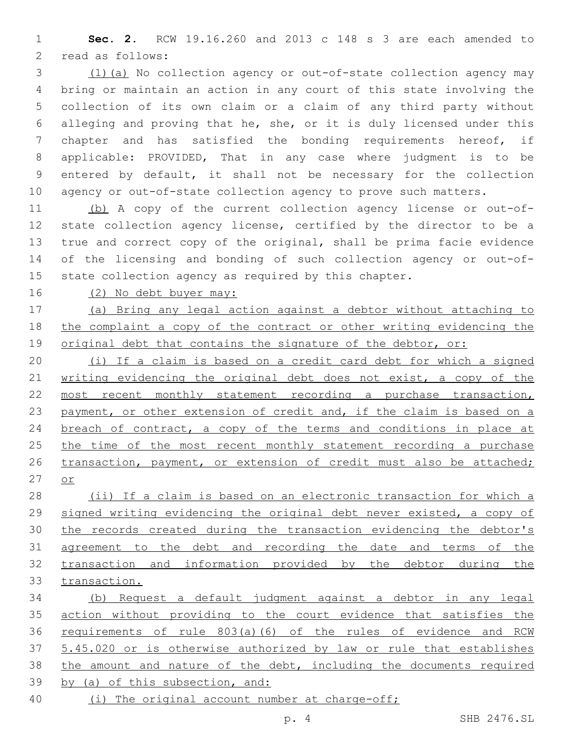**Sec. 2.** RCW 19.16.260 and 2013 c 148 s 3 are each amended to read as follows:

(1)(a) No collection agency or out-of-state collection agency may bring or maintain an action in any court of this state involving the collection of its own claim or a claim of any third party without alleging and proving that he, she, or it is duly licensed under this chapter and has satisfied the bonding requirements hereof, if applicable: PROVIDED, That in any case where judgment is to be entered by default, it shall not be necessary for the collection agency or out-of-state collection agency to prove such matters.

(b) A copy of the current collection agency license or out-of-state collection agency license, certified by the director to be a true and correct copy of the original, shall be prima facie evidence of the licensing and bonding of such collection agency or out-of-state collection agency as required by this chapter.

(2) No debt buyer may:

(a) Bring any legal action against a debtor without attaching to the complaint a copy of the contract or other writing evidencing the original debt that contains the signature of the debtor, or:

(i) If a claim is based on a credit card debt for which a signed writing evidencing the original debt does not exist, a copy of the most recent monthly statement recording a purchase transaction, payment, or other extension of credit and, if the claim is based on a breach of contract, a copy of the terms and conditions in place at the time of the most recent monthly statement recording a purchase transaction, payment, or extension of credit must also be attached; or

(ii) If a claim is based on an electronic transaction for which a signed writing evidencing the original debt never existed, a copy of the records created during the transaction evidencing the debtor's agreement to the debt and recording the date and terms of the transaction and information provided by the debtor during the transaction.

(b) Request a default judgment against a debtor in any legal action without providing to the court evidence that satisfies the requirements of rule 803(a)(6) of the rules of evidence and RCW 5.45.020 or is otherwise authorized by law or rule that establishes the amount and nature of the debt, including the documents required by (a) of this subsection, and:

(i) The original account number at charge-off;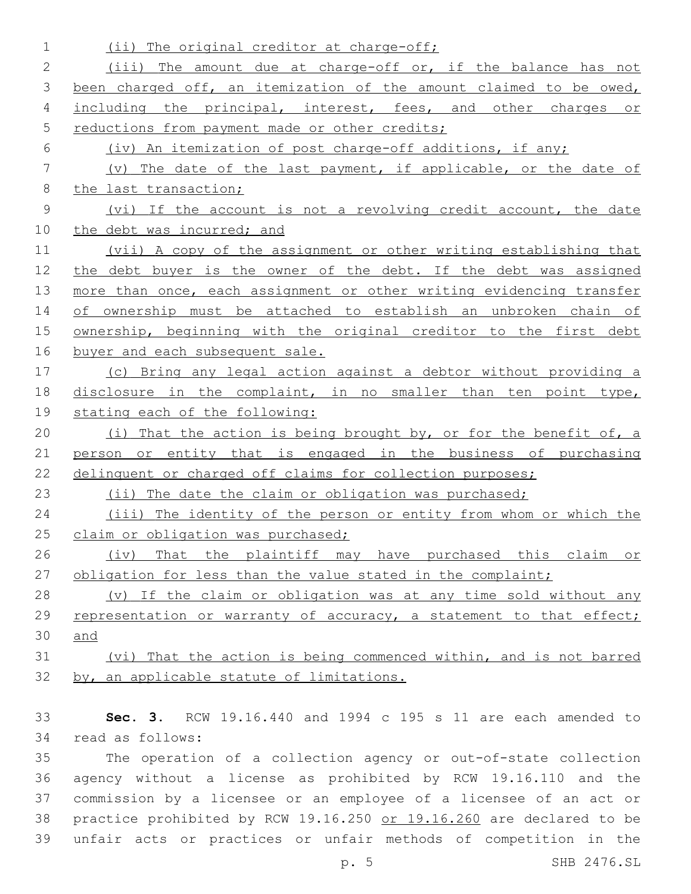(ii) The original creditor at charge-off;

(iii) The amount due at charge-off or, if the balance has not been charged off, an itemization of the amount claimed to be owed, including the principal, interest, fees, and other charges or reductions from payment made or other credits;

(iv) An itemization of post charge-off additions, if any;

(v) The date of the last payment, if applicable, or the date of the last transaction;

(vi) If the account is not a revolving credit account, the date the debt was incurred; and

(vii) A copy of the assignment or other writing establishing that the debt buyer is the owner of the debt. If the debt was assigned more than once, each assignment or other writing evidencing transfer of ownership must be attached to establish an unbroken chain of ownership, beginning with the original creditor to the first debt buyer and each subsequent sale.

(c) Bring any legal action against a debtor without providing a disclosure in the complaint, in no smaller than ten point type, stating each of the following:

(i) That the action is being brought by, or for the benefit of, a person or entity that is engaged in the business of purchasing delinquent or charged off claims for collection purposes;

(ii) The date the claim or obligation was purchased;

(iii) The identity of the person or entity from whom or which the claim or obligation was purchased;

(iv) That the plaintiff may have purchased this claim or obligation for less than the value stated in the complaint;

(v) If the claim or obligation was at any time sold without any representation or warranty of accuracy, a statement to that effect; and

(vi) That the action is being commenced within, and is not barred by, an applicable statute of limitations.

**Sec. 3.** RCW 19.16.440 and 1994 c 195 s 11 are each amended to read as follows:

The operation of a collection agency or out-of-state collection agency without a license as prohibited by RCW 19.16.110 and the commission by a licensee or an employee of a licensee of an act or practice prohibited by RCW 19.16.250 or 19.16.260 are declared to be unfair acts or practices or unfair methods of competition in the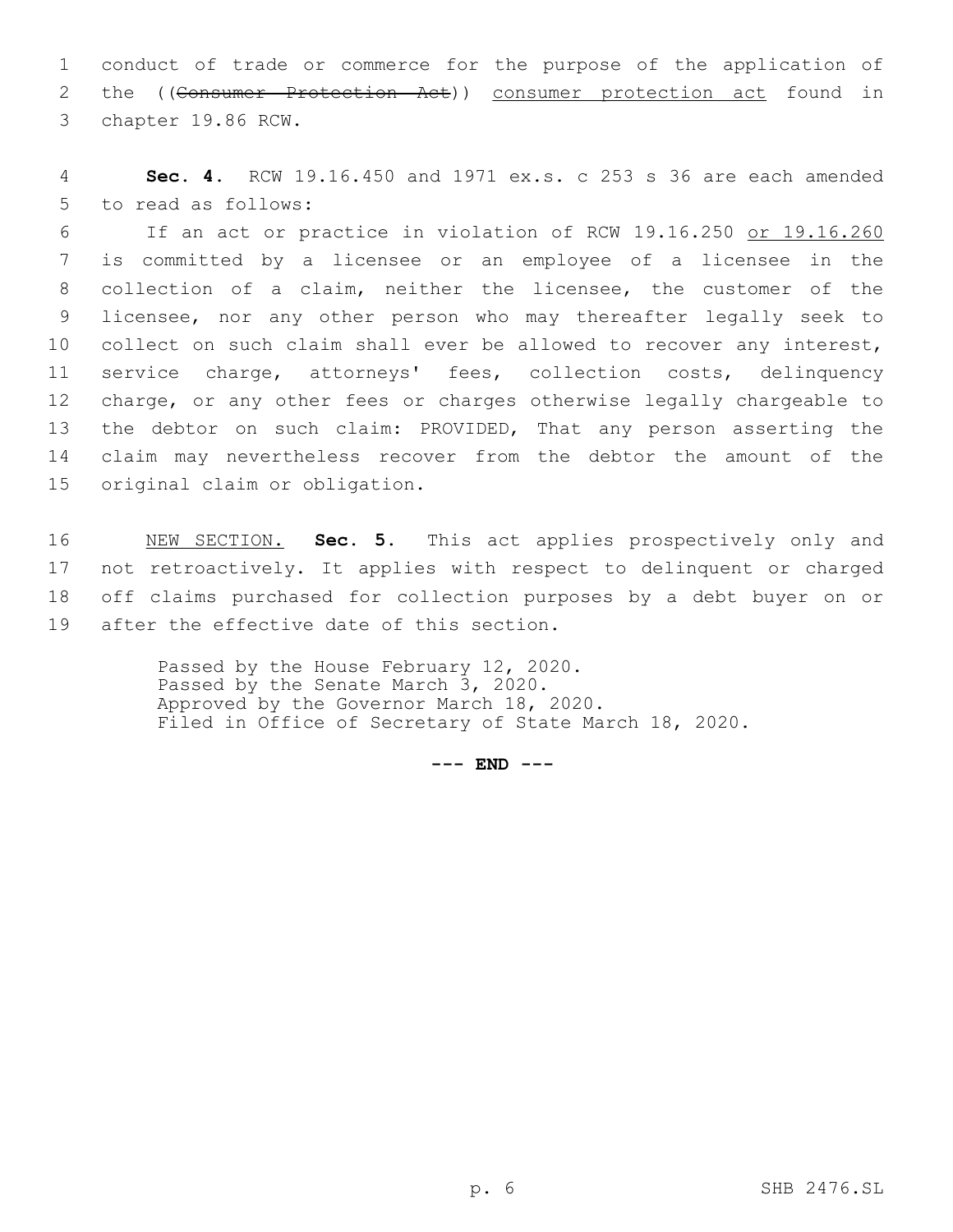conduct of trade or commerce for the purpose of the application of the ((~~Consumer Protection Act~~)) consumer protection act found in chapter 19.86 RCW.

**Sec. 4.** RCW 19.16.450 and 1971 ex.s. c 253 s 36 are each amended to read as follows:

If an act or practice in violation of RCW 19.16.250 or 19.16.260 is committed by a licensee or an employee of a licensee in the collection of a claim, neither the licensee, the customer of the licensee, nor any other person who may thereafter legally seek to collect on such claim shall ever be allowed to recover any interest, service charge, attorneys' fees, collection costs, delinquency charge, or any other fees or charges otherwise legally chargeable to the debtor on such claim: PROVIDED, That any person asserting the claim may nevertheless recover from the debtor the amount of the original claim or obligation.

NEW SECTION. **Sec. 5.** This act applies prospectively only and not retroactively. It applies with respect to delinquent or charged off claims purchased for collection purposes by a debt buyer on or after the effective date of this section.

Passed by the House February 12, 2020.
Passed by the Senate March 3, 2020.
Approved by the Governor March 18, 2020.
Filed in Office of Secretary of State March 18, 2020.

**--- END ---**